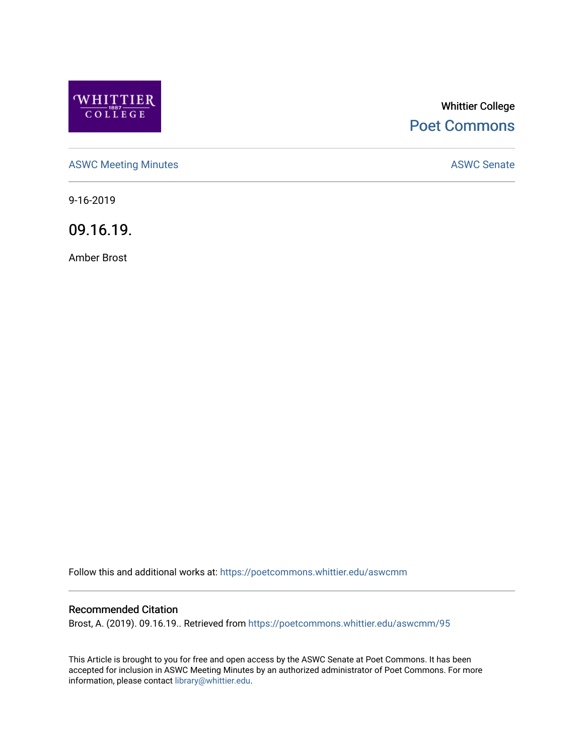Whittier College

Poet Commons

ASWC Meeting Minutes

ASWC Senate

9-16-2019

# 09.16.19.

Amber Brost

Follow this and additional works at: https://poetcommons.whittier.edu/aswcmm

## Recommended Citation

Brost, A. (2019). 09.16.19.. Retrieved from https://poetcommons.whittier.edu/aswcmm/95

This Article is brought to you for free and open access by the ASWC Senate at Poet Commons. It has been accepted for inclusion in ASWC Meeting Minutes by an authorized administrator of Poet Commons. For more information, please contact library@whittier.edu.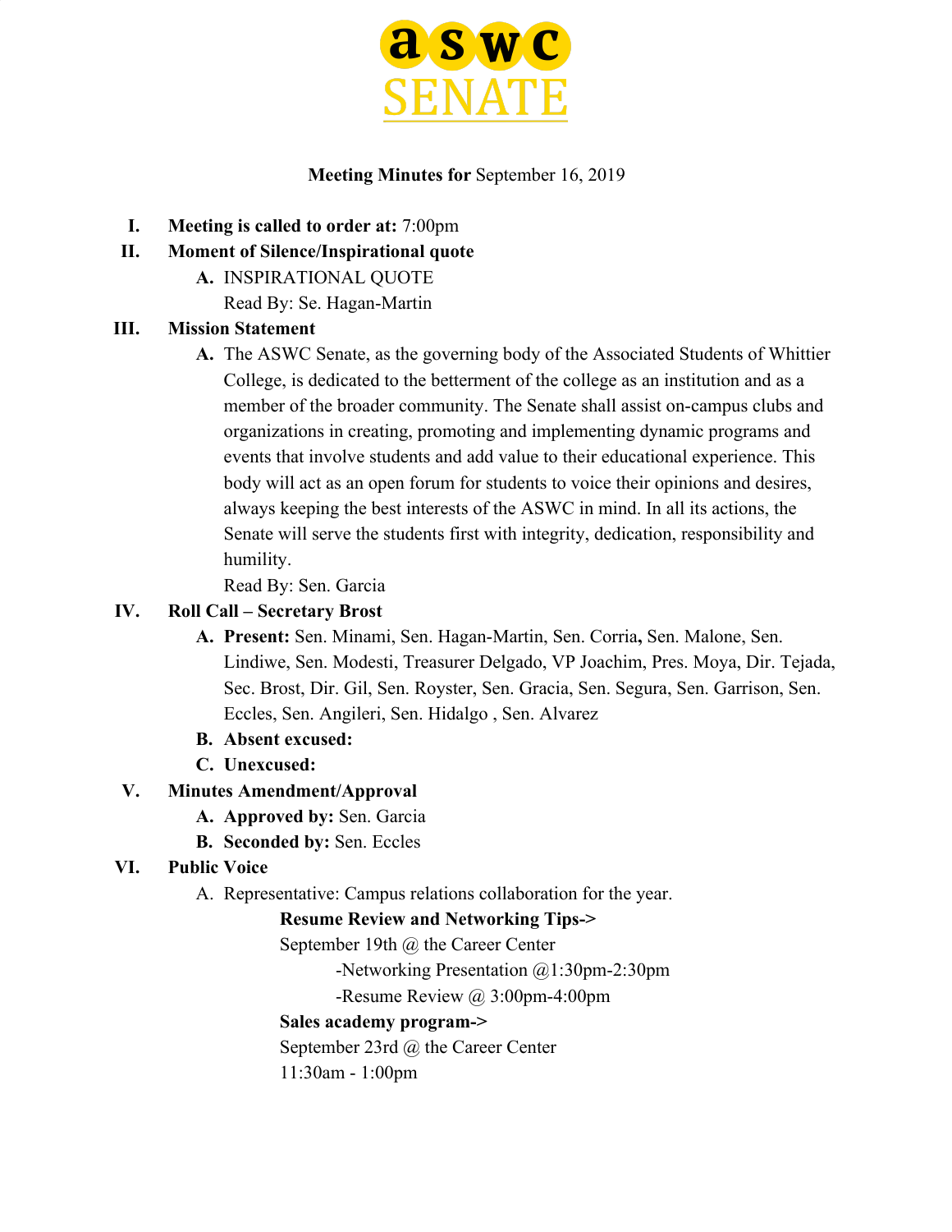# aswc SENATE

**Meeting Minutes for** September 16, 2019

I. **Meeting is called to order at:** 7:00pm

II. **Moment of Silence/Inspirational quote**
   - A. INSPIRATIONAL QUOTE
     Read By: Se. Hagan-Martin

III. **Mission Statement**
   - A. The ASWC Senate, as the governing body of the Associated Students of Whittier College, is dedicated to the betterment of the college as an institution and as a member of the broader community. The Senate shall assist on-campus clubs and organizations in creating, promoting and implementing dynamic programs and events that involve students and add value to their educational experience. This body will act as an open forum for students to voice their opinions and desires, always keeping the best interests of the ASWC in mind. In all its actions, the Senate will serve the students first with integrity, dedication, responsibility and humility.
     Read By: Sen. Garcia

IV. **Roll Call – Secretary Brost**
   - A. **Present:** Sen. Minami, Sen. Hagan-Martin, Sen. Corria**,** Sen. Malone, Sen. Lindiwe, Sen. Modesti, Treasurer Delgado, VP Joachim, Pres. Moya, Dir. Tejada, Sec. Brost, Dir. Gil, Sen. Royster, Sen. Gracia, Sen. Segura, Sen. Garrison, Sen. Eccles, Sen. Angileri, Sen. Hidalgo , Sen. Alvarez
   - B. **Absent excused:**
   - C. **Unexcused:**

V. **Minutes Amendment/Approval**
   - A. **Approved by:** Sen. Garcia
   - B. **Seconded by:** Sen. Eccles

VI. **Public Voice**
   - A. Representative: Campus relations collaboration for the year.

     **Resume Review and Networking Tips->**
     September 19th @ the Career Center
       -Networking Presentation @1:30pm-2:30pm
       -Resume Review @ 3:00pm-4:00pm

     **Sales academy program->**
     September 23rd @ the Career Center
     11:30am - 1:00pm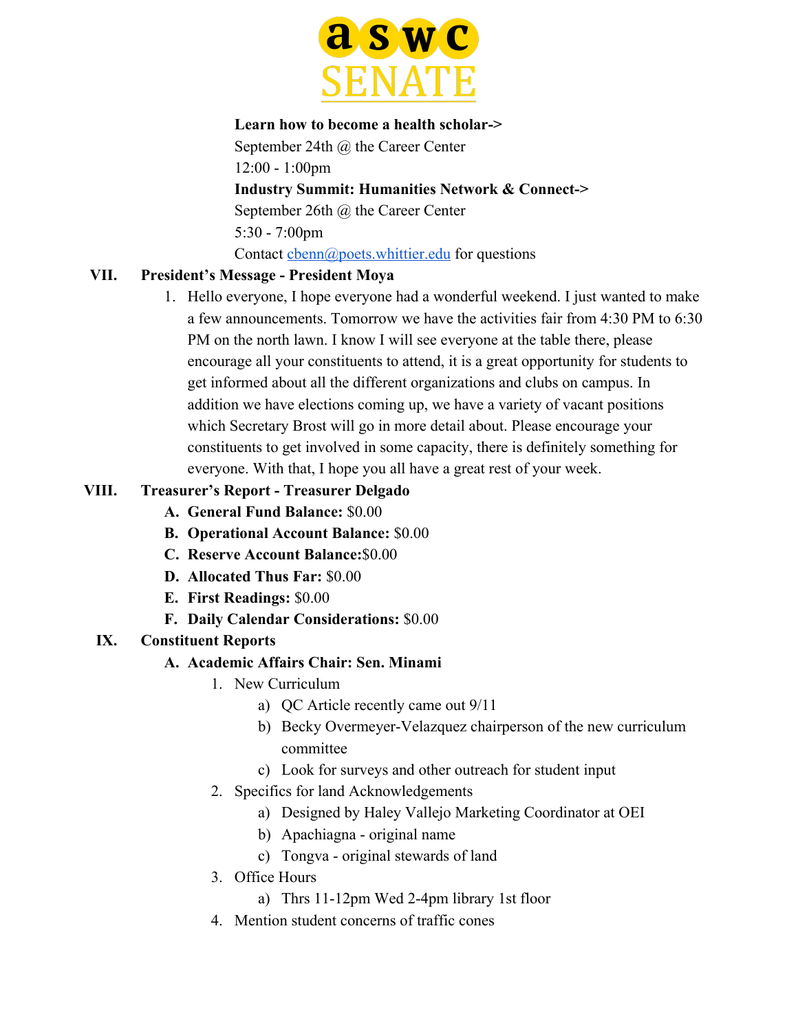**Learn how to become a health scholar->**
September 24th @ the Career Center
12:00 - 1:00pm
**Industry Summit: Humanities Network & Connect->**
September 26th @ the Career Center
5:30 - 7:00pm
Contact cbenn@poets.whittier.edu for questions

**VII. President's Message - President Moya**

1. Hello everyone, I hope everyone had a wonderful weekend. I just wanted to make a few announcements. Tomorrow we have the activities fair from 4:30 PM to 6:30 PM on the north lawn. I know I will see everyone at the table there, please encourage all your constituents to attend, it is a great opportunity for students to get informed about all the different organizations and clubs on campus. In addition we have elections coming up, we have a variety of vacant positions which Secretary Brost will go in more detail about. Please encourage your constituents to get involved in some capacity, there is definitely something for everyone. With that, I hope you all have a great rest of your week.

**VIII. Treasurer's Report - Treasurer Delgado**

A. **General Fund Balance:** $0.00
B. **Operational Account Balance:** $0.00
C. **Reserve Account Balance:**$0.00
D. **Allocated Thus Far:** $0.00
E. **First Readings:** $0.00
F. **Daily Calendar Considerations:** $0.00

**IX. Constituent Reports**

A. **Academic Affairs Chair: Sen. Minami**
   1. New Curriculum
      a) QC Article recently came out 9/11
      b) Becky Overmeyer-Velazquez chairperson of the new curriculum committee
      c) Look for surveys and other outreach for student input
   2. Specifics for land Acknowledgements
      a) Designed by Haley Vallejo Marketing Coordinator at OEI
      b) Apachiagna - original name
      c) Tongva - original stewards of land
   3. Office Hours
      a) Thrs 11-12pm Wed 2-4pm library 1st floor
   4. Mention student concerns of traffic cones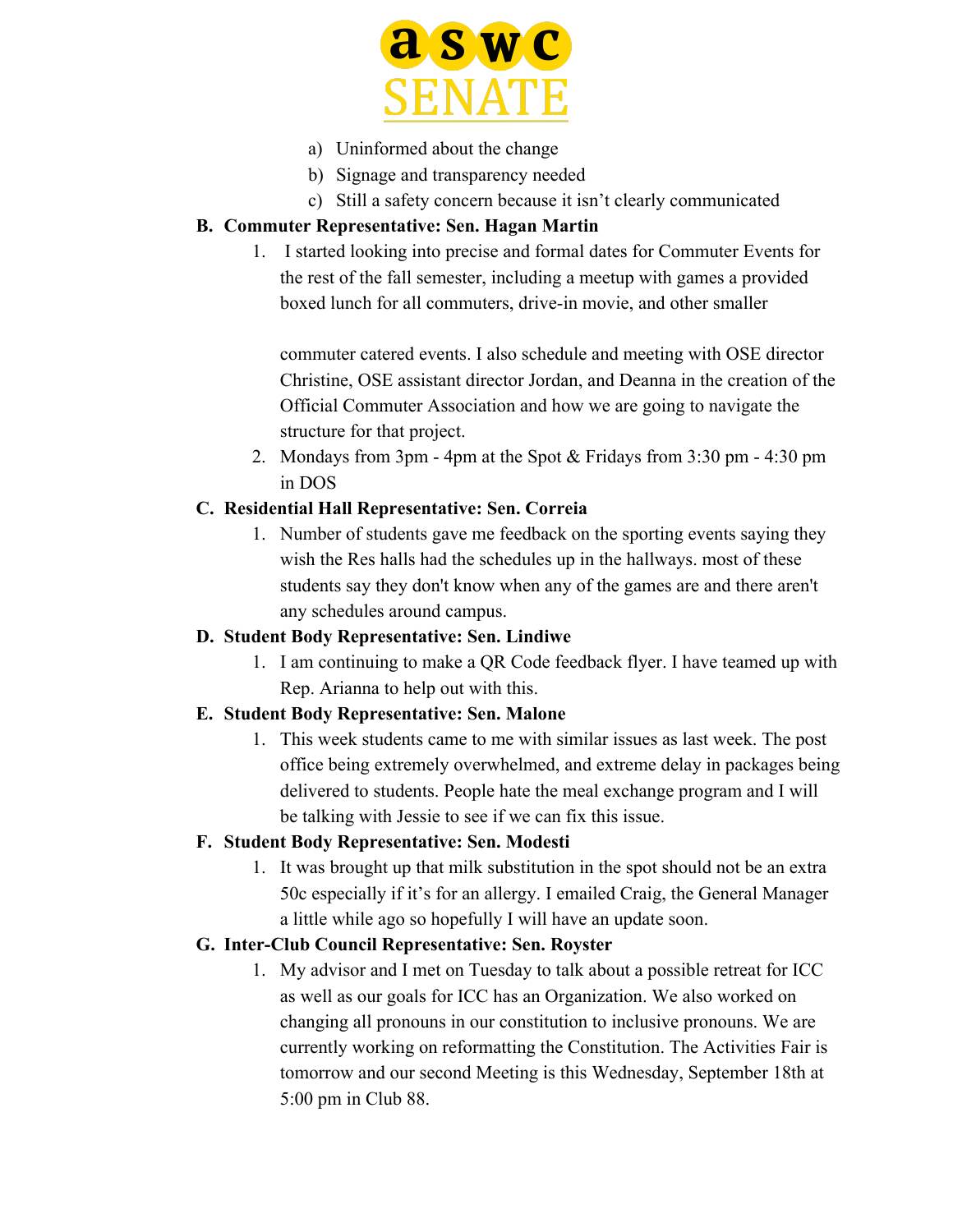a) Uninformed about the change
b) Signage and transparency needed
c) Still a safety concern because it isn't clearly communicated

**B. Commuter Representative: Sen. Hagan Martin**

1. I started looking into precise and formal dates for Commuter Events for the rest of the fall semester, including a meetup with games a provided boxed lunch for all commuters, drive-in movie, and other smaller

   commuter catered events. I also schedule and meeting with OSE director Christine, OSE assistant director Jordan, and Deanna in the creation of the Official Commuter Association and how we are going to navigate the structure for that project.
2. Mondays from 3pm - 4pm at the Spot & Fridays from 3:30 pm - 4:30 pm in DOS

**C. Residential Hall Representative: Sen. Correia**

1. Number of students gave me feedback on the sporting events saying they wish the Res halls had the schedules up in the hallways. most of these students say they don't know when any of the games are and there aren't any schedules around campus.

**D. Student Body Representative: Sen. Lindiwe**

1. I am continuing to make a QR Code feedback flyer. I have teamed up with Rep. Arianna to help out with this.

**E. Student Body Representative: Sen. Malone**

1. This week students came to me with similar issues as last week. The post office being extremely overwhelmed, and extreme delay in packages being delivered to students. People hate the meal exchange program and I will be talking with Jessie to see if we can fix this issue.

**F. Student Body Representative: Sen. Modesti**

1. It was brought up that milk substitution in the spot should not be an extra 50c especially if it's for an allergy. I emailed Craig, the General Manager a little while ago so hopefully I will have an update soon.

**G. Inter-Club Council Representative: Sen. Royster**

1. My advisor and I met on Tuesday to talk about a possible retreat for ICC as well as our goals for ICC has an Organization. We also worked on changing all pronouns in our constitution to inclusive pronouns. We are currently working on reformatting the Constitution. The Activities Fair is tomorrow and our second Meeting is this Wednesday, September 18th at 5:00 pm in Club 88.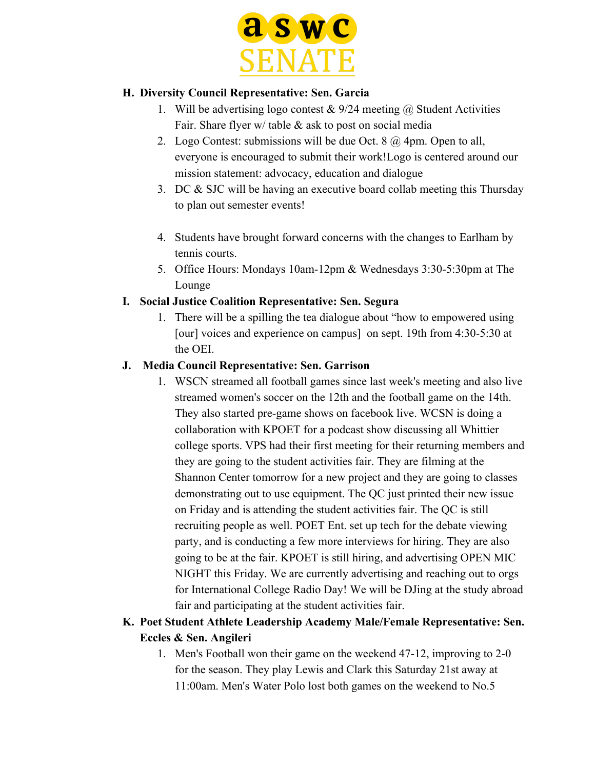**H. Diversity Council Representative: Sen. Garcia**

1. Will be advertising logo contest & 9/24 meeting @ Student Activities Fair. Share flyer w/ table & ask to post on social media
2. Logo Contest: submissions will be due Oct. 8 @ 4pm. Open to all, everyone is encouraged to submit their work!Logo is centered around our mission statement: advocacy, education and dialogue
3. DC & SJC will be having an executive board collab meeting this Thursday to plan out semester events!
4. Students have brought forward concerns with the changes to Earlham by tennis courts.
5. Office Hours: Mondays 10am-12pm & Wednesdays 3:30-5:30pm at The Lounge

**I. Social Justice Coalition Representative: Sen. Segura**

1. There will be a spilling the tea dialogue about "how to empowered using [our] voices and experience on campus] on sept. 19th from 4:30-5:30 at the OEI.

**J. Media Council Representative: Sen. Garrison**

1. WSCN streamed all football games since last week's meeting and also live streamed women's soccer on the 12th and the football game on the 14th. They also started pre-game shows on facebook live. WCSN is doing a collaboration with KPOET for a podcast show discussing all Whittier college sports. VPS had their first meeting for their returning members and they are going to the student activities fair. They are filming at the Shannon Center tomorrow for a new project and they are going to classes demonstrating out to use equipment. The QC just printed their new issue on Friday and is attending the student activities fair. The QC is still recruiting people as well. POET Ent. set up tech for the debate viewing party, and is conducting a few more interviews for hiring. They are also going to be at the fair. KPOET is still hiring, and advertising OPEN MIC NIGHT this Friday. We are currently advertising and reaching out to orgs for International College Radio Day! We will be DJing at the study abroad fair and participating at the student activities fair.

**K. Poet Student Athlete Leadership Academy Male/Female Representative: Sen. Eccles & Sen. Angileri**

1. Men's Football won their game on the weekend 47-12, improving to 2-0 for the season. They play Lewis and Clark this Saturday 21st away at 11:00am. Men's Water Polo lost both games on the weekend to No.5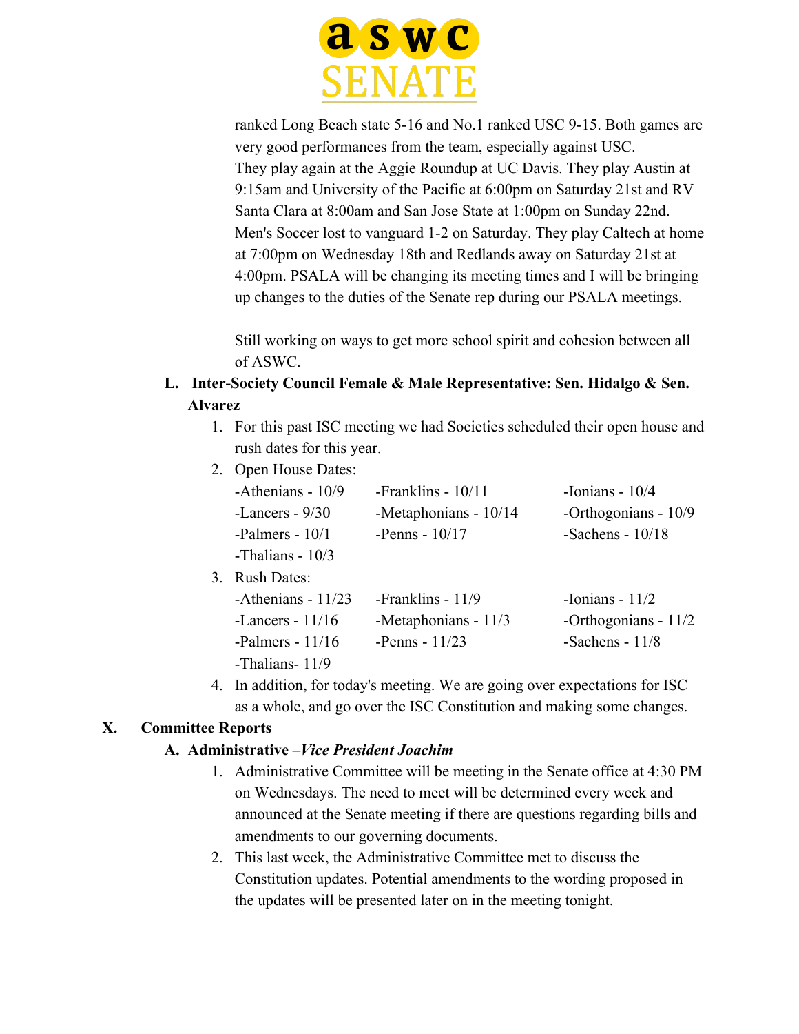ranked Long Beach state 5-16 and No.1 ranked USC 9-15. Both games are very good performances from the team, especially against USC. They play again at the Aggie Roundup at UC Davis. They play Austin at 9:15am and University of the Pacific at 6:00pm on Saturday 21st and RV Santa Clara at 8:00am and San Jose State at 1:00pm on Sunday 22nd. Men's Soccer lost to vanguard 1-2 on Saturday. They play Caltech at home at 7:00pm on Wednesday 18th and Redlands away on Saturday 21st at 4:00pm. PSALA will be changing its meeting times and I will be bringing up changes to the duties of the Senate rep during our PSALA meetings.

Still working on ways to get more school spirit and cohesion between all of ASWC.

**L. Inter-Society Council Female & Male Representative: Sen. Hidalgo & Sen. Alvarez**

1. For this past ISC meeting we had Societies scheduled their open house and rush dates for this year.
2. Open House Dates:

   -Athenians - 10/9 -Franklins - 10/11 -Ionians - 10/4
   -Lancers - 9/30 -Metaphonians - 10/14 -Orthogonians - 10/9
   -Palmers - 10/1 -Penns - 10/17 -Sachens - 10/18
   -Thalians - 10/3

3. Rush Dates:

   -Athenians - 11/23 -Franklins - 11/9 -Ionians - 11/2
   -Lancers - 11/16 -Metaphonians - 11/3 -Orthogonians - 11/2
   -Palmers - 11/16 -Penns - 11/23 -Sachens - 11/8
   -Thalians- 11/9

4. In addition, for today's meeting. We are going over expectations for ISC as a whole, and go over the ISC Constitution and making some changes.

## X. Committee Reports

**A. Administrative –*Vice President Joachim***

1. Administrative Committee will be meeting in the Senate office at 4:30 PM on Wednesdays. The need to meet will be determined every week and announced at the Senate meeting if there are questions regarding bills and amendments to our governing documents.
2. This last week, the Administrative Committee met to discuss the Constitution updates. Potential amendments to the wording proposed in the updates will be presented later on in the meeting tonight.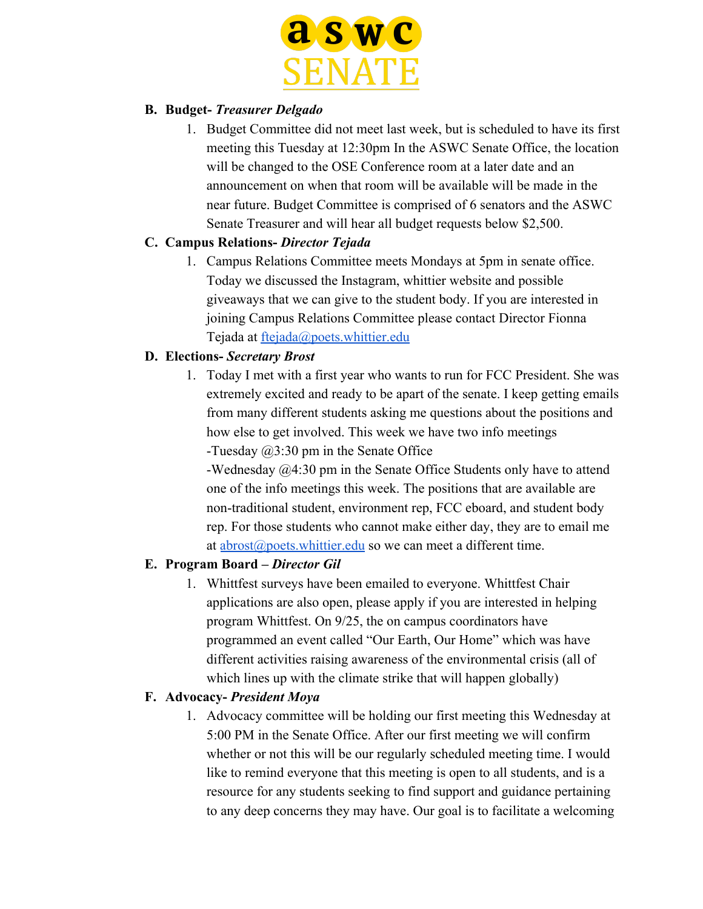**B. Budget- *Treasurer Delgado***

1. Budget Committee did not meet last week, but is scheduled to have its first meeting this Tuesday at 12:30pm In the ASWC Senate Office, the location will be changed to the OSE Conference room at a later date and an announcement on when that room will be available will be made in the near future. Budget Committee is comprised of 6 senators and the ASWC Senate Treasurer and will hear all budget requests below $2,500.

**C. Campus Relations- *Director Tejada***

1. Campus Relations Committee meets Mondays at 5pm in senate office. Today we discussed the Instagram, whittier website and possible giveaways that we can give to the student body. If you are interested in joining Campus Relations Committee please contact Director Fionna Tejada at [ftejada@poets.whittier.edu](mailto:ftejada@poets.whittier.edu)

**D. Elections- *Secretary Brost***

1. Today I met with a first year who wants to run for FCC President. She was extremely excited and ready to be apart of the senate. I keep getting emails from many different students asking me questions about the positions and how else to get involved. This week we have two info meetings
   -Tuesday @3:30 pm in the Senate Office
   -Wednesday @4:30 pm in the Senate Office Students only have to attend one of the info meetings this week. The positions that are available are non-traditional student, environment rep, FCC eboard, and student body rep. For those students who cannot make either day, they are to email me at [abrost@poets.whittier.edu](mailto:abrost@poets.whittier.edu) so we can meet a different time.

**E. Program Board – *Director Gil***

1. Whittfest surveys have been emailed to everyone. Whittfest Chair applications are also open, please apply if you are interested in helping program Whittfest. On 9/25, the on campus coordinators have programmed an event called "Our Earth, Our Home" which was have different activities raising awareness of the environmental crisis (all of which lines up with the climate strike that will happen globally)

**F. Advocacy- *President Moya***

1. Advocacy committee will be holding our first meeting this Wednesday at 5:00 PM in the Senate Office. After our first meeting we will confirm whether or not this will be our regularly scheduled meeting time. I would like to remind everyone that this meeting is open to all students, and is a resource for any students seeking to find support and guidance pertaining to any deep concerns they may have. Our goal is to facilitate a welcoming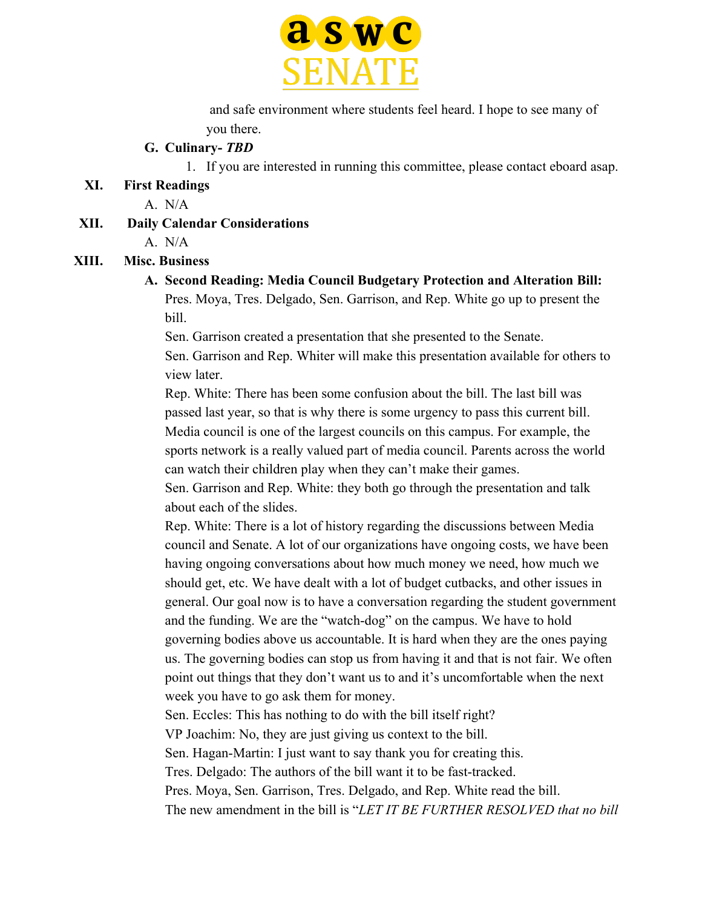and safe environment where students feel heard. I hope to see many of you there.

**G. Culinary-** ***TBD***

1. If you are interested in running this committee, please contact eboard asap.

**XI. First Readings**

A. N/A

**XII. Daily Calendar Considerations**

A. N/A

**XIII. Misc. Business**

**A. Second Reading: Media Council Budgetary Protection and Alteration Bill:**

Pres. Moya, Tres. Delgado, Sen. Garrison, and Rep. White go up to present the bill.

Sen. Garrison created a presentation that she presented to the Senate.

Sen. Garrison and Rep. Whiter will make this presentation available for others to view later.

Rep. White: There has been some confusion about the bill. The last bill was passed last year, so that is why there is some urgency to pass this current bill. Media council is one of the largest councils on this campus. For example, the sports network is a really valued part of media council. Parents across the world can watch their children play when they can't make their games.

Sen. Garrison and Rep. White: they both go through the presentation and talk about each of the slides.

Rep. White: There is a lot of history regarding the discussions between Media council and Senate. A lot of our organizations have ongoing costs, we have been having ongoing conversations about how much money we need, how much we should get, etc. We have dealt with a lot of budget cutbacks, and other issues in general. Our goal now is to have a conversation regarding the student government and the funding. We are the "watch-dog" on the campus. We have to hold governing bodies above us accountable. It is hard when they are the ones paying us. The governing bodies can stop us from having it and that is not fair. We often point out things that they don't want us to and it's uncomfortable when the next week you have to go ask them for money.

Sen. Eccles: This has nothing to do with the bill itself right?

VP Joachim: No, they are just giving us context to the bill.

Sen. Hagan-Martin: I just want to say thank you for creating this.

Tres. Delgado: The authors of the bill want it to be fast-tracked.

Pres. Moya, Sen. Garrison, Tres. Delgado, and Rep. White read the bill.

The new amendment in the bill is "*LET IT BE FURTHER RESOLVED that no bill*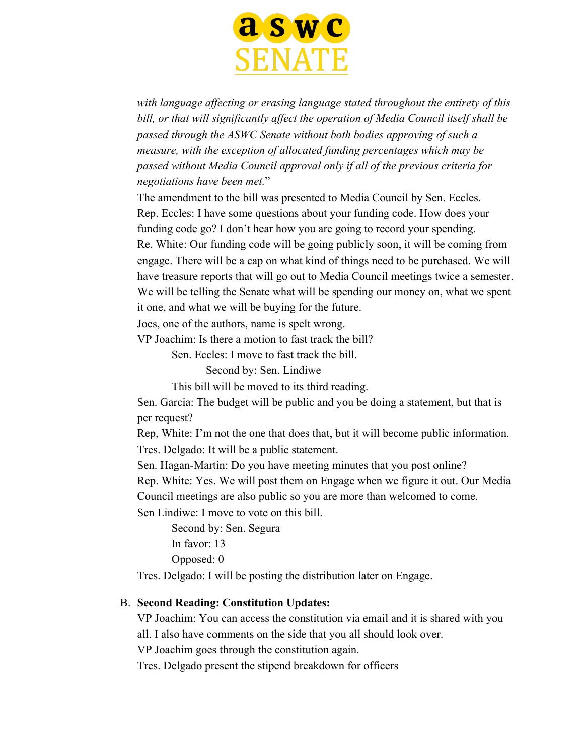*with language affecting or erasing language stated throughout the entirety of this bill, or that will significantly affect the operation of Media Council itself shall be passed through the ASWC Senate without both bodies approving of such a measure, with the exception of allocated funding percentages which may be passed without Media Council approval only if all of the previous criteria for negotiations have been met.*"

The amendment to the bill was presented to Media Council by Sen. Eccles.

Rep. Eccles: I have some questions about your funding code. How does your funding code go? I don't hear how you are going to record your spending.

Re. White: Our funding code will be going publicly soon, it will be coming from engage. There will be a cap on what kind of things need to be purchased. We will have treasure reports that will go out to Media Council meetings twice a semester. We will be telling the Senate what will be spending our money on, what we spent it one, and what we will be buying for the future.

Joes, one of the authors, name is spelt wrong.

VP Joachim: Is there a motion to fast track the bill?

> Sen. Eccles: I move to fast track the bill.
>
> > Second by: Sen. Lindiwe
>
> This bill will be moved to its third reading.

Sen. Garcia: The budget will be public and you be doing a statement, but that is per request?

Rep, White: I'm not the one that does that, but it will become public information.

Tres. Delgado: It will be a public statement.

Sen. Hagan-Martin: Do you have meeting minutes that you post online?

Rep. White: Yes. We will post them on Engage when we figure it out. Our Media Council meetings are also public so you are more than welcomed to come.

Sen Lindiwe: I move to vote on this bill.

> Second by: Sen. Segura
>
> In favor: 13
>
> Opposed: 0

Tres. Delgado: I will be posting the distribution later on Engage.

B. **Second Reading: Constitution Updates:**

VP Joachim: You can access the constitution via email and it is shared with you all. I also have comments on the side that you all should look over.

VP Joachim goes through the constitution again.

Tres. Delgado present the stipend breakdown for officers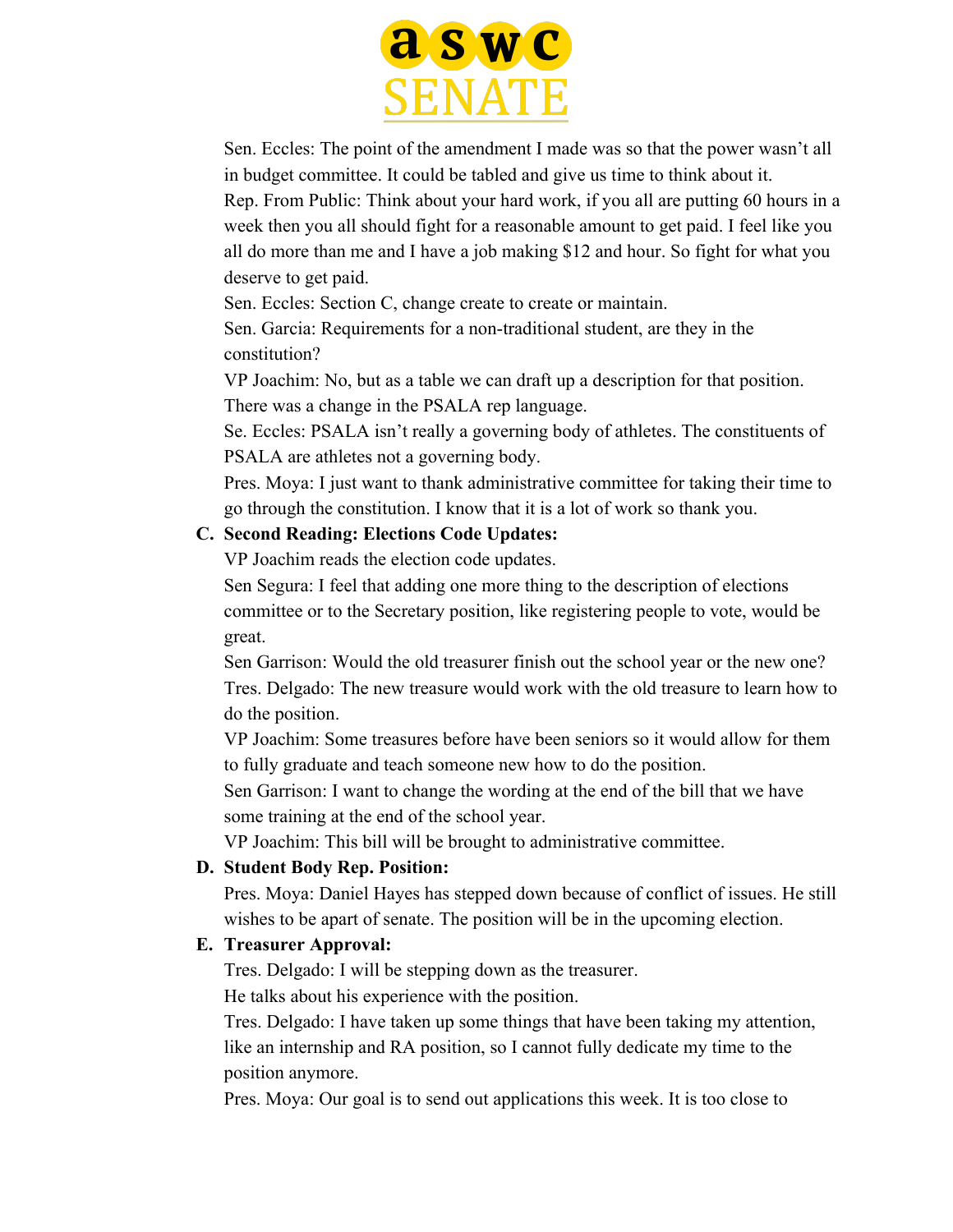Sen. Eccles: The point of the amendment I made was so that the power wasn't all in budget committee. It could be tabled and give us time to think about it.

Rep. From Public: Think about your hard work, if you all are putting 60 hours in a week then you all should fight for a reasonable amount to get paid. I feel like you all do more than me and I have a job making $12 and hour. So fight for what you deserve to get paid.

Sen. Eccles: Section C, change create to create or maintain.

Sen. Garcia: Requirements for a non-traditional student, are they in the constitution?

VP Joachim: No, but as a table we can draft up a description for that position. There was a change in the PSALA rep language.

Se. Eccles: PSALA isn't really a governing body of athletes. The constituents of PSALA are athletes not a governing body.

Pres. Moya: I just want to thank administrative committee for taking their time to go through the constitution. I know that it is a lot of work so thank you.

**C. Second Reading: Elections Code Updates:**

VP Joachim reads the election code updates.

Sen Segura: I feel that adding one more thing to the description of elections committee or to the Secretary position, like registering people to vote, would be great.

Sen Garrison: Would the old treasurer finish out the school year or the new one?

Tres. Delgado: The new treasure would work with the old treasure to learn how to do the position.

VP Joachim: Some treasures before have been seniors so it would allow for them to fully graduate and teach someone new how to do the position.

Sen Garrison: I want to change the wording at the end of the bill that we have some training at the end of the school year.

VP Joachim: This bill will be brought to administrative committee.

**D. Student Body Rep. Position:**

Pres. Moya: Daniel Hayes has stepped down because of conflict of issues. He still wishes to be apart of senate. The position will be in the upcoming election.

**E. Treasurer Approval:**

Tres. Delgado: I will be stepping down as the treasurer.

He talks about his experience with the position.

Tres. Delgado: I have taken up some things that have been taking my attention, like an internship and RA position, so I cannot fully dedicate my time to the position anymore.

Pres. Moya: Our goal is to send out applications this week. It is too close to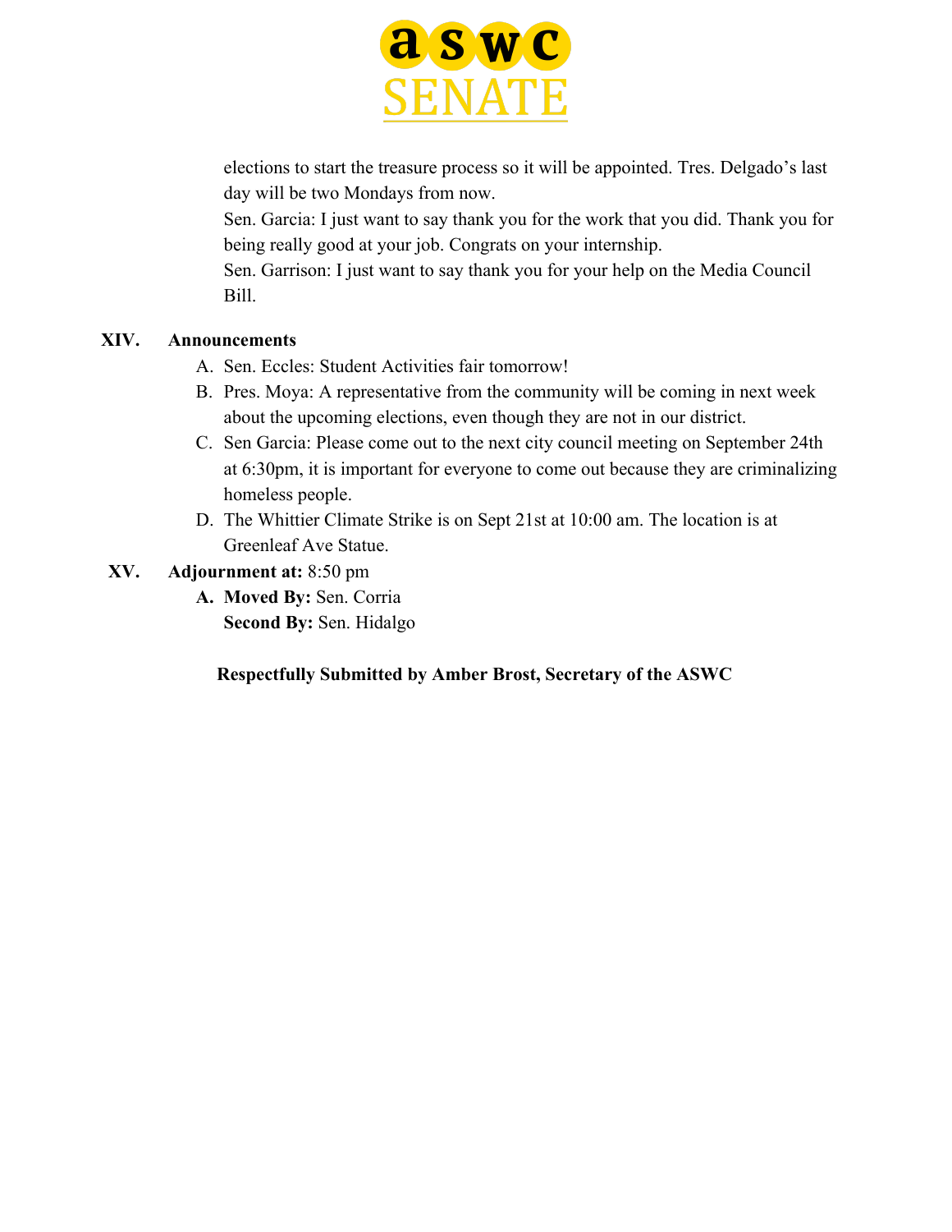elections to start the treasure process so it will be appointed. Tres. Delgado's last day will be two Mondays from now.

Sen. Garcia: I just want to say thank you for the work that you did. Thank you for being really good at your job. Congrats on your internship.

Sen. Garrison: I just want to say thank you for your help on the Media Council Bill.

**XIV. Announcements**

A. Sen. Eccles: Student Activities fair tomorrow!

B. Pres. Moya: A representative from the community will be coming in next week about the upcoming elections, even though they are not in our district.

C. Sen Garcia: Please come out to the next city council meeting on September 24th at 6:30pm, it is important for everyone to come out because they are criminalizing homeless people.

D. The Whittier Climate Strike is on Sept 21st at 10:00 am. The location is at Greenleaf Ave Statue.

**XV. Adjournment at:** 8:50 pm

A. **Moved By:** Sen. Corria
**Second By:** Sen. Hidalgo

**Respectfully Submitted by Amber Brost, Secretary of the ASWC**